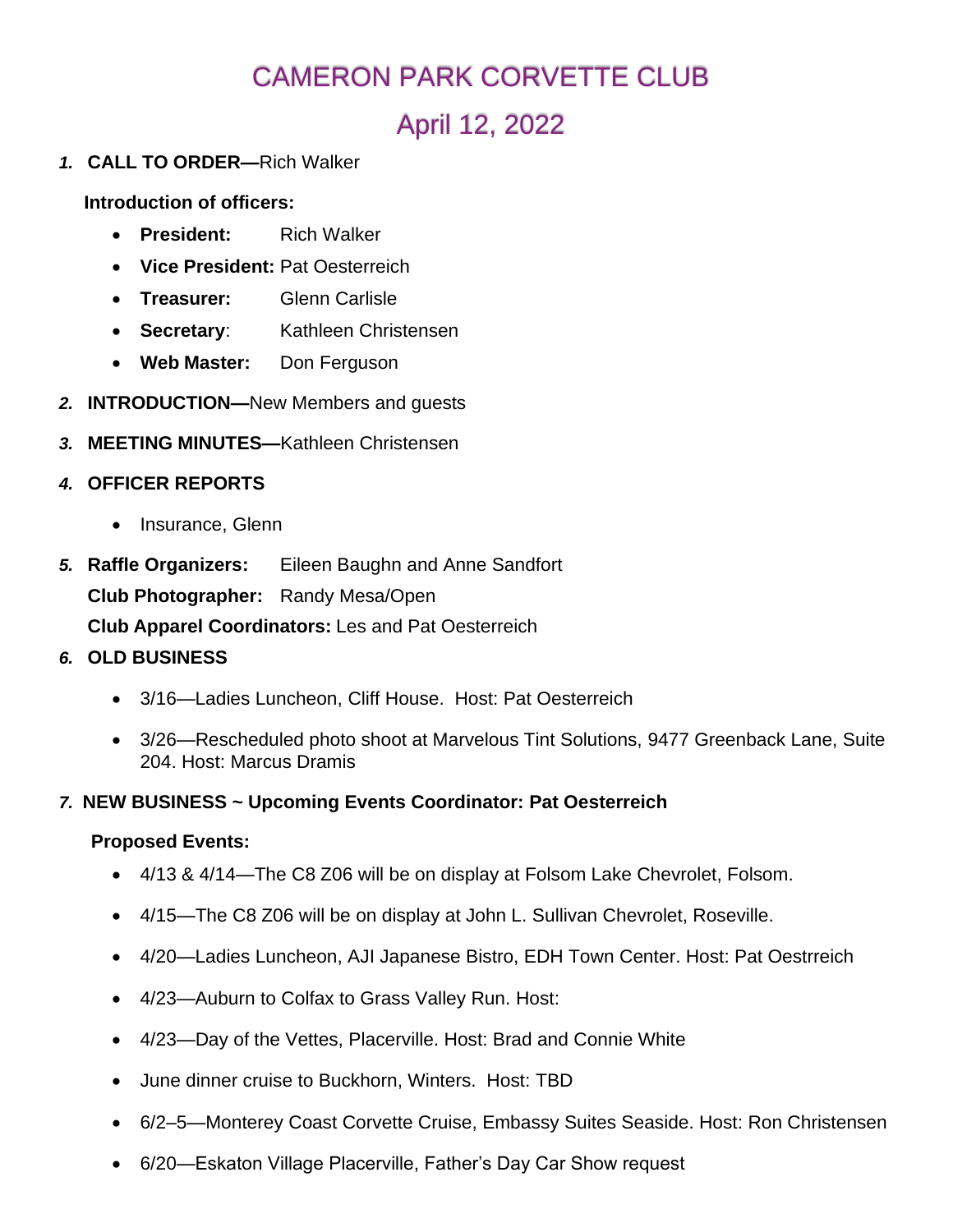# CAMERON PARK CORVETTE CLUB

## April 12, 2022

1. **CALL TO ORDER—**Rich Walker

   **Introduction of officers:**

   - **President:** Rich Walker
   - **Vice President:** Pat Oesterreich
   - **Treasurer:** Glenn Carlisle
   - **Secretary**: Kathleen Christensen
   - **Web Master:** Don Ferguson

2. **INTRODUCTION—**New Members and guests

3. **MEETING MINUTES—**Kathleen Christensen

4. **OFFICER REPORTS**

   - Insurance, Glenn

5. **Raffle Organizers:** Eileen Baughn and Anne Sandfort

   **Club Photographer:** Randy Mesa/Open

   **Club Apparel Coordinators:** Les and Pat Oesterreich

6. **OLD BUSINESS**

   - 3/16—Ladies Luncheon, Cliff House. Host: Pat Oesterreich
   - 3/26—Rescheduled photo shoot at Marvelous Tint Solutions, 9477 Greenback Lane, Suite 204. Host: Marcus Dramis

7. **NEW BUSINESS ~ Upcoming Events Coordinator: Pat Oesterreich**

   **Proposed Events:**

   - 4/13 & 4/14—The C8 Z06 will be on display at Folsom Lake Chevrolet, Folsom.
   - 4/15—The C8 Z06 will be on display at John L. Sullivan Chevrolet, Roseville.
   - 4/20—Ladies Luncheon, AJI Japanese Bistro, EDH Town Center. Host: Pat Oestrreich
   - 4/23—Auburn to Colfax to Grass Valley Run. Host:
   - 4/23—Day of the Vettes, Placerville. Host: Brad and Connie White
   - June dinner cruise to Buckhorn, Winters. Host: TBD
   - 6/2–5—Monterey Coast Corvette Cruise, Embassy Suites Seaside. Host: Ron Christensen
   - 6/20—Eskaton Village Placerville, Father's Day Car Show request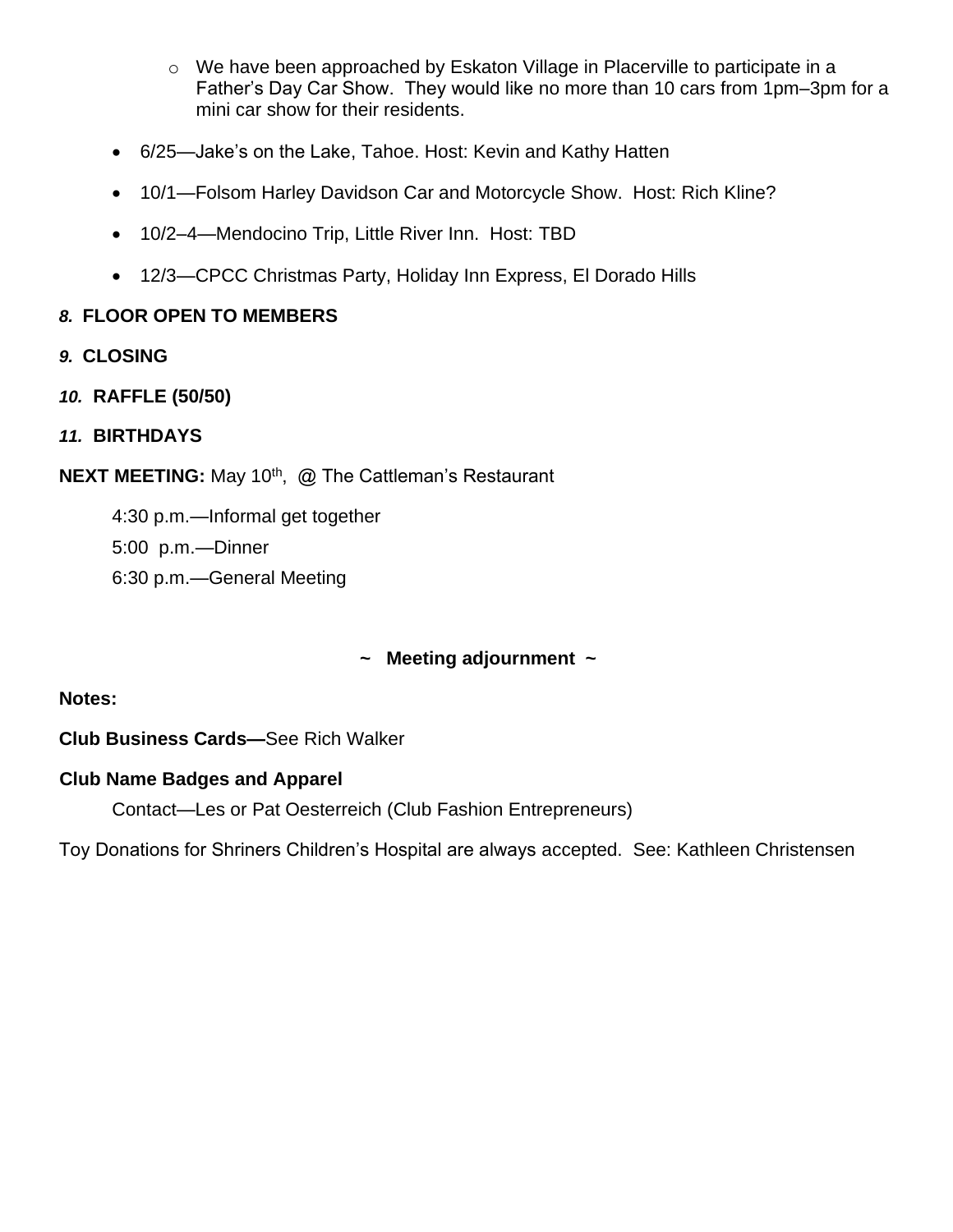- We have been approached by Eskaton Village in Placerville to participate in a Father's Day Car Show. They would like no more than 10 cars from 1pm–3pm for a mini car show for their residents.

- 6/25—Jake's on the Lake, Tahoe. Host: Kevin and Kathy Hatten
- 10/1—Folsom Harley Davidson Car and Motorcycle Show. Host: Rich Kline?
- 10/2–4—Mendocino Trip, Little River Inn. Host: TBD
- 12/3—CPCC Christmas Party, Holiday Inn Express, El Dorado Hills

***8.* FLOOR OPEN TO MEMBERS**

***9.* CLOSING**

***10.* RAFFLE (50/50)**

***11.* BIRTHDAYS**

**NEXT MEETING:** May 10th, @ The Cattleman's Restaurant

4:30 p.m.—Informal get together

5:00 p.m.—Dinner

6:30 p.m.—General Meeting

**~ Meeting adjournment ~**

**Notes:**

**Club Business Cards—**See Rich Walker

**Club Name Badges and Apparel**

Contact—Les or Pat Oesterreich (Club Fashion Entrepreneurs)

Toy Donations for Shriners Children's Hospital are always accepted. See: Kathleen Christensen